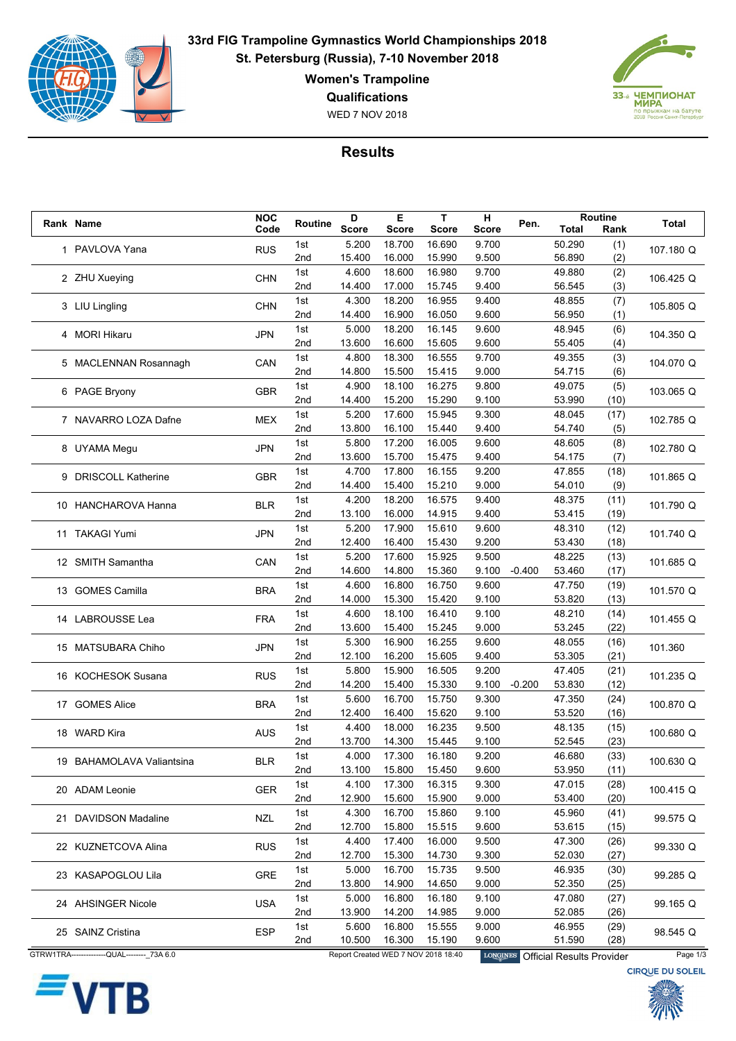# 33rd FIG Trampoline Gymnastics World Championships 2018

## St. Petersburg (Russia), 7-10 November 2018

### Women's Trampoline

### Qualifications

WED 7 NOV 2018

## Results

| Rank | Name | NOC Code | Routine | D Score | E Score | T Score | H Score | Pen. | Routine Total | Routine Rank | Total |
|---|---|---|---|---|---|---|---|---|---|---|---|
| 1 | PAVLOVA Yana | RUS | 1st | 5.200 | 18.700 | 16.690 | 9.700 | | 50.290 | (1) | 107.180 Q |
| | | | 2nd | 15.400 | 16.000 | 15.990 | 9.500 | | 56.890 | (2) | |
| 2 | ZHU Xueying | CHN | 1st | 4.600 | 18.600 | 16.980 | 9.700 | | 49.880 | (2) | 106.425 Q |
| | | | 2nd | 14.400 | 17.000 | 15.745 | 9.400 | | 56.545 | (3) | |
| 3 | LIU Lingling | CHN | 1st | 4.300 | 18.200 | 16.955 | 9.400 | | 48.855 | (7) | 105.805 Q |
| | | | 2nd | 14.400 | 16.900 | 16.050 | 9.600 | | 56.950 | (1) | |
| 4 | MORI Hikaru | JPN | 1st | 5.000 | 18.200 | 16.145 | 9.600 | | 48.945 | (6) | 104.350 Q |
| | | | 2nd | 13.600 | 16.600 | 15.605 | 9.600 | | 55.405 | (4) | |
| 5 | MACLENNAN Rosannagh | CAN | 1st | 4.800 | 18.300 | 16.555 | 9.700 | | 49.355 | (3) | 104.070 Q |
| | | | 2nd | 14.800 | 15.500 | 15.415 | 9.000 | | 54.715 | (6) | |
| 6 | PAGE Bryony | GBR | 1st | 4.900 | 18.100 | 16.275 | 9.800 | | 49.075 | (5) | 103.065 Q |
| | | | 2nd | 14.400 | 15.200 | 15.290 | 9.100 | | 53.990 | (10) | |
| 7 | NAVARRO LOZA Dafne | MEX | 1st | 5.200 | 17.600 | 15.945 | 9.300 | | 48.045 | (17) | 102.785 Q |
| | | | 2nd | 13.800 | 16.100 | 15.440 | 9.400 | | 54.740 | (5) | |
| 8 | UYAMA Megu | JPN | 1st | 5.800 | 17.200 | 16.005 | 9.600 | | 48.605 | (8) | 102.780 Q |
| | | | 2nd | 13.600 | 15.700 | 15.475 | 9.400 | | 54.175 | (7) | |
| 9 | DRISCOLL Katherine | GBR | 1st | 4.700 | 17.800 | 16.155 | 9.200 | | 47.855 | (18) | 101.865 Q |
| | | | 2nd | 14.400 | 15.400 | 15.210 | 9.000 | | 54.010 | (9) | |
| 10 | HANCHAROVA Hanna | BLR | 1st | 4.200 | 18.200 | 16.575 | 9.400 | | 48.375 | (11) | 101.790 Q |
| | | | 2nd | 13.100 | 16.000 | 14.915 | 9.400 | | 53.415 | (19) | |
| 11 | TAKAGI Yumi | JPN | 1st | 5.200 | 17.900 | 15.610 | 9.600 | | 48.310 | (12) | 101.740 Q |
| | | | 2nd | 12.400 | 16.400 | 15.430 | 9.200 | | 53.430 | (18) | |
| 12 | SMITH Samantha | CAN | 1st | 5.200 | 17.600 | 15.925 | 9.500 | | 48.225 | (13) | 101.685 Q |
| | | | 2nd | 14.600 | 14.800 | 15.360 | 9.100 | -0.400 | 53.460 | (17) | |
| 13 | GOMES Camilla | BRA | 1st | 4.600 | 16.800 | 16.750 | 9.600 | | 47.750 | (19) | 101.570 Q |
| | | | 2nd | 14.000 | 15.300 | 15.420 | 9.100 | | 53.820 | (13) | |
| 14 | LABROUSSE Lea | FRA | 1st | 4.600 | 18.100 | 16.410 | 9.100 | | 48.210 | (14) | 101.455 Q |
| | | | 2nd | 13.600 | 15.400 | 15.245 | 9.000 | | 53.245 | (22) | |
| 15 | MATSUBARA Chiho | JPN | 1st | 5.300 | 16.900 | 16.255 | 9.600 | | 48.055 | (16) | 101.360 |
| | | | 2nd | 12.100 | 16.200 | 15.605 | 9.400 | | 53.305 | (21) | |
| 16 | KOCHESOK Susana | RUS | 1st | 5.800 | 15.900 | 16.505 | 9.200 | | 47.405 | (21) | 101.235 Q |
| | | | 2nd | 14.200 | 15.400 | 15.330 | 9.100 | -0.200 | 53.830 | (12) | |
| 17 | GOMES Alice | BRA | 1st | 5.600 | 16.700 | 15.750 | 9.300 | | 47.350 | (24) | 100.870 Q |
| | | | 2nd | 12.400 | 16.400 | 15.620 | 9.100 | | 53.520 | (16) | |
| 18 | WARD Kira | AUS | 1st | 4.400 | 18.000 | 16.235 | 9.500 | | 48.135 | (15) | 100.680 Q |
| | | | 2nd | 13.700 | 14.300 | 15.445 | 9.100 | | 52.545 | (23) | |
| 19 | BAHAMOLAVA Valiantsina | BLR | 1st | 4.000 | 17.300 | 16.180 | 9.200 | | 46.680 | (33) | 100.630 Q |
| | | | 2nd | 13.100 | 15.800 | 15.450 | 9.600 | | 53.950 | (11) | |
| 20 | ADAM Leonie | GER | 1st | 4.100 | 17.300 | 16.315 | 9.300 | | 47.015 | (28) | 100.415 Q |
| | | | 2nd | 12.900 | 15.600 | 15.900 | 9.000 | | 53.400 | (20) | |
| 21 | DAVIDSON Madaline | NZL | 1st | 4.300 | 16.700 | 15.860 | 9.100 | | 45.960 | (41) | 99.575 Q |
| | | | 2nd | 12.700 | 15.800 | 15.515 | 9.600 | | 53.615 | (15) | |
| 22 | KUZNETCOVA Alina | RUS | 1st | 4.400 | 17.400 | 16.000 | 9.500 | | 47.300 | (26) | 99.330 Q |
| | | | 2nd | 12.700 | 15.300 | 14.730 | 9.300 | | 52.030 | (27) | |
| 23 | KASAPOGLOU Lila | GRE | 1st | 5.000 | 16.700 | 15.735 | 9.500 | | 46.935 | (30) | 99.285 Q |
| | | | 2nd | 13.800 | 14.900 | 14.650 | 9.000 | | 52.350 | (25) | |
| 24 | AHSINGER Nicole | USA | 1st | 5.000 | 16.800 | 16.180 | 9.100 | | 47.080 | (27) | 99.165 Q |
| | | | 2nd | 13.900 | 14.200 | 14.985 | 9.000 | | 52.085 | (26) | |
| 25 | SAINZ Cristina | ESP | 1st | 5.600 | 16.800 | 15.555 | 9.000 | | 46.955 | (29) | 98.545 Q |
| | | | 2nd | 10.500 | 16.300 | 15.190 | 9.600 | | 51.590 | (28) | |

GTRW1TRA--------------QUAL--------_73A 6.0 Report Created WED 7 NOV 2018 18:40 Official Results Provider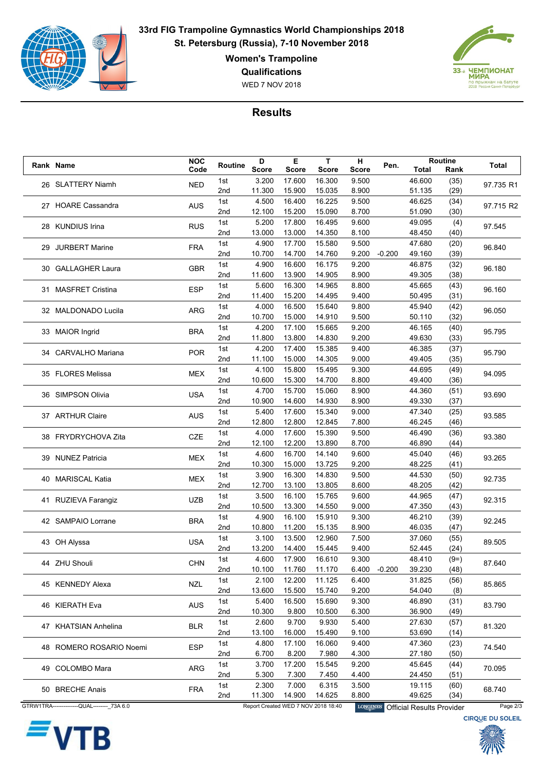# 33rd FIG Trampoline Gymnastics World Championships 2018

**St. Petersburg (Russia), 7-10 November 2018**

**Women's Trampoline**

**Qualifications**

WED 7 NOV 2018

## Results

| Rank | Name | NOC Code | Routine | D Score | E Score | T Score | H Score | Pen. | Routine Total | Routine Rank | Total |
|---|---|---|---|---|---|---|---|---|---|---|---|
| 26 | SLATTERY Niamh | NED | 1st | 3.200 | 17.600 | 16.300 | 9.500 | | 46.600 | (35) | 97.735 R1 |
| | | | 2nd | 11.300 | 15.900 | 15.035 | 8.900 | | 51.135 | (29) | |
| 27 | HOARE Cassandra | AUS | 1st | 4.500 | 16.400 | 16.225 | 9.500 | | 46.625 | (34) | 97.715 R2 |
| | | | 2nd | 12.100 | 15.200 | 15.090 | 8.700 | | 51.090 | (30) | |
| 28 | KUNDIUS Irina | RUS | 1st | 5.200 | 17.800 | 16.495 | 9.600 | | 49.095 | (4) | 97.545 |
| | | | 2nd | 13.000 | 13.000 | 14.350 | 8.100 | | 48.450 | (40) | |
| 29 | JURBERT Marine | FRA | 1st | 4.900 | 17.700 | 15.580 | 9.500 | | 47.680 | (20) | 96.840 |
| | | | 2nd | 10.700 | 14.700 | 14.760 | 9.200 | -0.200 | 49.160 | (39) | |
| 30 | GALLAGHER Laura | GBR | 1st | 4.900 | 16.600 | 16.175 | 9.200 | | 46.875 | (32) | 96.180 |
| | | | 2nd | 11.600 | 13.900 | 14.905 | 8.900 | | 49.305 | (38) | |
| 31 | MASFRET Cristina | ESP | 1st | 5.600 | 16.300 | 14.965 | 8.800 | | 45.665 | (43) | 96.160 |
| | | | 2nd | 11.400 | 15.200 | 14.495 | 9.400 | | 50.495 | (31) | |
| 32 | MALDONADO Lucila | ARG | 1st | 4.000 | 16.500 | 15.640 | 9.800 | | 45.940 | (42) | 96.050 |
| | | | 2nd | 10.700 | 15.000 | 14.910 | 9.500 | | 50.110 | (32) | |
| 33 | MAIOR Ingrid | BRA | 1st | 4.200 | 17.100 | 15.665 | 9.200 | | 46.165 | (40) | 95.795 |
| | | | 2nd | 11.800 | 13.800 | 14.830 | 9.200 | | 49.630 | (33) | |
| 34 | CARVALHO Mariana | POR | 1st | 4.200 | 17.400 | 15.385 | 9.400 | | 46.385 | (37) | 95.790 |
| | | | 2nd | 11.100 | 15.000 | 14.305 | 9.000 | | 49.405 | (35) | |
| 35 | FLORES Melissa | MEX | 1st | 4.100 | 15.800 | 15.495 | 9.300 | | 44.695 | (49) | 94.095 |
| | | | 2nd | 10.600 | 15.300 | 14.700 | 8.800 | | 49.400 | (36) | |
| 36 | SIMPSON Olivia | USA | 1st | 4.700 | 15.700 | 15.060 | 8.900 | | 44.360 | (51) | 93.690 |
| | | | 2nd | 10.900 | 14.600 | 14.930 | 8.900 | | 49.330 | (37) | |
| 37 | ARTHUR Claire | AUS | 1st | 5.400 | 17.600 | 15.340 | 9.000 | | 47.340 | (25) | 93.585 |
| | | | 2nd | 12.800 | 12.800 | 12.845 | 7.800 | | 46.245 | (46) | |
| 38 | FRYDRYCHOVA Zita | CZE | 1st | 4.000 | 17.600 | 15.390 | 9.500 | | 46.490 | (36) | 93.380 |
| | | | 2nd | 12.100 | 12.200 | 13.890 | 8.700 | | 46.890 | (44) | |
| 39 | NUNEZ Patricia | MEX | 1st | 4.600 | 16.700 | 14.140 | 9.600 | | 45.040 | (46) | 93.265 |
| | | | 2nd | 10.300 | 15.000 | 13.725 | 9.200 | | 48.225 | (41) | |
| 40 | MARISCAL Katia | MEX | 1st | 3.900 | 16.300 | 14.830 | 9.500 | | 44.530 | (50) | 92.735 |
| | | | 2nd | 12.700 | 13.100 | 13.805 | 8.600 | | 48.205 | (42) | |
| 41 | RUZIEVA Farangiz | UZB | 1st | 3.500 | 16.100 | 15.765 | 9.600 | | 44.965 | (47) | 92.315 |
| | | | 2nd | 10.500 | 13.300 | 14.550 | 9.000 | | 47.350 | (43) | |
| 42 | SAMPAIO Lorrane | BRA | 1st | 4.900 | 16.100 | 15.910 | 9.300 | | 46.210 | (39) | 92.245 |
| | | | 2nd | 10.800 | 11.200 | 15.135 | 8.900 | | 46.035 | (47) | |
| 43 | OH Alyssa | USA | 1st | 3.100 | 13.500 | 12.960 | 7.500 | | 37.060 | (55) | 89.505 |
| | | | 2nd | 13.200 | 14.400 | 15.445 | 9.400 | | 52.445 | (24) | |
| 44 | ZHU Shouli | CHN | 1st | 4.600 | 17.900 | 16.610 | 9.300 | | 48.410 | (9=) | 87.640 |
| | | | 2nd | 10.100 | 11.760 | 11.170 | 6.400 | -0.200 | 39.230 | (48) | |
| 45 | KENNEDY Alexa | NZL | 1st | 2.100 | 12.200 | 11.125 | 6.400 | | 31.825 | (56) | 85.865 |
| | | | 2nd | 13.600 | 15.500 | 15.740 | 9.200 | | 54.040 | (8) | |
| 46 | KIERATH Eva | AUS | 1st | 5.400 | 16.500 | 15.690 | 9.300 | | 46.890 | (31) | 83.790 |
| | | | 2nd | 10.300 | 9.800 | 10.500 | 6.300 | | 36.900 | (49) | |
| 47 | KHATSIAN Anhelina | BLR | 1st | 2.600 | 9.700 | 9.930 | 5.400 | | 27.630 | (57) | 81.320 |
| | | | 2nd | 13.100 | 16.000 | 15.490 | 9.100 | | 53.690 | (14) | |
| 48 | ROMERO ROSARIO Noemi | ESP | 1st | 4.800 | 17.100 | 16.060 | 9.400 | | 47.360 | (23) | 74.540 |
| | | | 2nd | 6.700 | 8.200 | 7.980 | 4.300 | | 27.180 | (50) | |
| 49 | COLOMBO Mara | ARG | 1st | 3.700 | 17.200 | 15.545 | 9.200 | | 45.645 | (44) | 70.095 |
| | | | 2nd | 5.300 | 7.300 | 7.450 | 4.400 | | 24.450 | (51) | |
| 50 | BRECHE Anais | FRA | 1st | 2.300 | 7.000 | 6.315 | 3.500 | | 19.115 | (60) | 68.740 |
| | | | 2nd | 11.300 | 14.900 | 14.625 | 8.800 | | 49.625 | (34) | |

GTRW1TRA--------------QUAL--------_73A 6.0 Report Created WED 7 NOV 2018 18:40 LONGINES Official Results Provider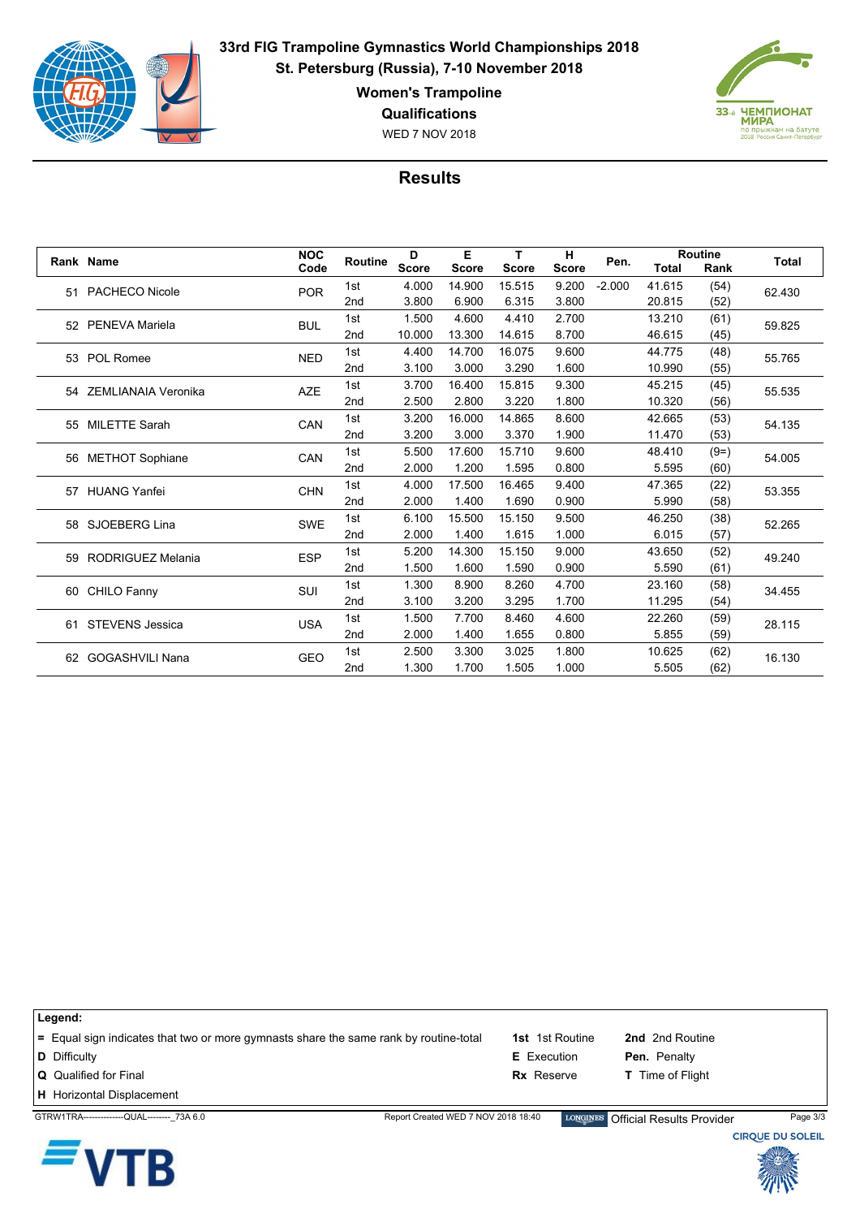# 33rd FIG Trampoline Gymnastics World Championships 2018

## St. Petersburg (Russia), 7-10 November 2018

### Women's Trampoline

### Qualifications

WED 7 NOV 2018

## Results

| Rank | Name | NOC Code | Routine | D Score | E Score | T Score | H Score | Pen. | Routine Total | Routine Rank | Total |
|---|---|---|---|---|---|---|---|---|---|---|---|
| 51 | PACHECO Nicole | POR | 1st | 4.000 | 14.900 | 15.515 | 9.200 | -2.000 | 41.615 | (54) | 62.430 |
| | | | 2nd | 3.800 | 6.900 | 6.315 | 3.800 | | 20.815 | (52) | |
| 52 | PENEVA Mariela | BUL | 1st | 1.500 | 4.600 | 4.410 | 2.700 | | 13.210 | (61) | 59.825 |
| | | | 2nd | 10.000 | 13.300 | 14.615 | 8.700 | | 46.615 | (45) | |
| 53 | POL Romee | NED | 1st | 4.400 | 14.700 | 16.075 | 9.600 | | 44.775 | (48) | 55.765 |
| | | | 2nd | 3.100 | 3.000 | 3.290 | 1.600 | | 10.990 | (55) | |
| 54 | ZEMLIANAIA Veronika | AZE | 1st | 3.700 | 16.400 | 15.815 | 9.300 | | 45.215 | (45) | 55.535 |
| | | | 2nd | 2.500 | 2.800 | 3.220 | 1.800 | | 10.320 | (56) | |
| 55 | MILETTE Sarah | CAN | 1st | 3.200 | 16.000 | 14.865 | 8.600 | | 42.665 | (53) | 54.135 |
| | | | 2nd | 3.200 | 3.000 | 3.370 | 1.900 | | 11.470 | (53) | |
| 56 | METHOT Sophiane | CAN | 1st | 5.500 | 17.600 | 15.710 | 9.600 | | 48.410 | (9=) | 54.005 |
| | | | 2nd | 2.000 | 1.200 | 1.595 | 0.800 | | 5.595 | (60) | |
| 57 | HUANG Yanfei | CHN | 1st | 4.000 | 17.500 | 16.465 | 9.400 | | 47.365 | (22) | 53.355 |
| | | | 2nd | 2.000 | 1.400 | 1.690 | 0.900 | | 5.990 | (58) | |
| 58 | SJOEBERG Lina | SWE | 1st | 6.100 | 15.500 | 15.150 | 9.500 | | 46.250 | (38) | 52.265 |
| | | | 2nd | 2.000 | 1.400 | 1.615 | 1.000 | | 6.015 | (57) | |
| 59 | RODRIGUEZ Melania | ESP | 1st | 5.200 | 14.300 | 15.150 | 9.000 | | 43.650 | (52) | 49.240 |
| | | | 2nd | 1.500 | 1.600 | 1.590 | 0.900 | | 5.590 | (61) | |
| 60 | CHILO Fanny | SUI | 1st | 1.300 | 8.900 | 8.260 | 4.700 | | 23.160 | (58) | 34.455 |
| | | | 2nd | 3.100 | 3.200 | 3.295 | 1.700 | | 11.295 | (54) | |
| 61 | STEVENS Jessica | USA | 1st | 1.500 | 7.700 | 8.460 | 4.600 | | 22.260 | (59) | 28.115 |
| | | | 2nd | 2.000 | 1.400 | 1.655 | 0.800 | | 5.855 | (59) | |
| 62 | GOGASHVILI Nana | GEO | 1st | 2.500 | 3.300 | 3.025 | 1.800 | | 10.625 | (62) | 16.130 |
| | | | 2nd | 1.300 | 1.700 | 1.505 | 1.000 | | 5.505 | (62) | |

**Legend:**

- **=** Equal sign indicates that two or more gymnasts share the same rank by routine-total
- **D** Difficulty
- **Q** Qualified for Final
- **H** Horizontal Displacement
- **1st** 1st Routine
- **E** Execution
- **Rx** Reserve
- **2nd** 2nd Routine
- **Pen.** Penalty
- **T** Time of Flight

GTRW1TRA--------------QUAL--------_73A 6.0 Report Created WED 7 NOV 2018 18:40 Official Results Provider